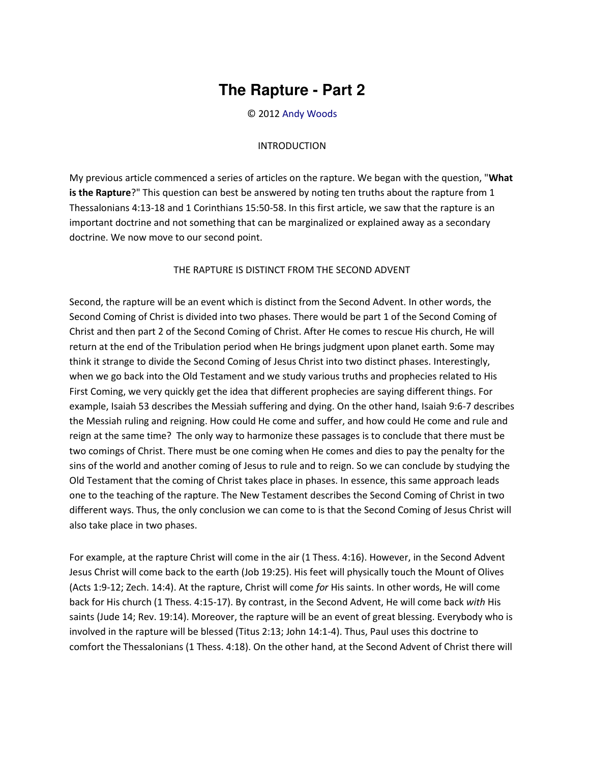# The Rapture - Part 2

© 2012 Andy Woods

INTRODUCTION

My previous article commenced a series of articles on the rapture. We began with the question, "**What is the Rapture**?" This question can best be answered by noting ten truths about the rapture from 1 Thessalonians 4:13-18 and 1 Corinthians 15:50-58. In this first article, we saw that the rapture is an important doctrine and not something that can be marginalized or explained away as a secondary doctrine. We now move to our second point.

THE RAPTURE IS DISTINCT FROM THE SECOND ADVENT

Second, the rapture will be an event which is distinct from the Second Advent. In other words, the Second Coming of Christ is divided into two phases. There would be part 1 of the Second Coming of Christ and then part 2 of the Second Coming of Christ. After He comes to rescue His church, He will return at the end of the Tribulation period when He brings judgment upon planet earth. Some may think it strange to divide the Second Coming of Jesus Christ into two distinct phases. Interestingly, when we go back into the Old Testament and we study various truths and prophecies related to His First Coming, we very quickly get the idea that different prophecies are saying different things. For example, Isaiah 53 describes the Messiah suffering and dying. On the other hand, Isaiah 9:6-7 describes the Messiah ruling and reigning. How could He come and suffer, and how could He come and rule and reign at the same time? The only way to harmonize these passages is to conclude that there must be two comings of Christ. There must be one coming when He comes and dies to pay the penalty for the sins of the world and another coming of Jesus to rule and to reign. So we can conclude by studying the Old Testament that the coming of Christ takes place in phases. In essence, this same approach leads one to the teaching of the rapture. The New Testament describes the Second Coming of Christ in two different ways. Thus, the only conclusion we can come to is that the Second Coming of Jesus Christ will also take place in two phases.

For example, at the rapture Christ will come in the air (1 Thess. 4:16). However, in the Second Advent Jesus Christ will come back to the earth (Job 19:25). His feet will physically touch the Mount of Olives (Acts 1:9-12; Zech. 14:4). At the rapture, Christ will come *for* His saints. In other words, He will come back for His church (1 Thess. 4:15-17). By contrast, in the Second Advent, He will come back *with* His saints (Jude 14; Rev. 19:14). Moreover, the rapture will be an event of great blessing. Everybody who is involved in the rapture will be blessed (Titus 2:13; John 14:1-4). Thus, Paul uses this doctrine to comfort the Thessalonians (1 Thess. 4:18). On the other hand, at the Second Advent of Christ there will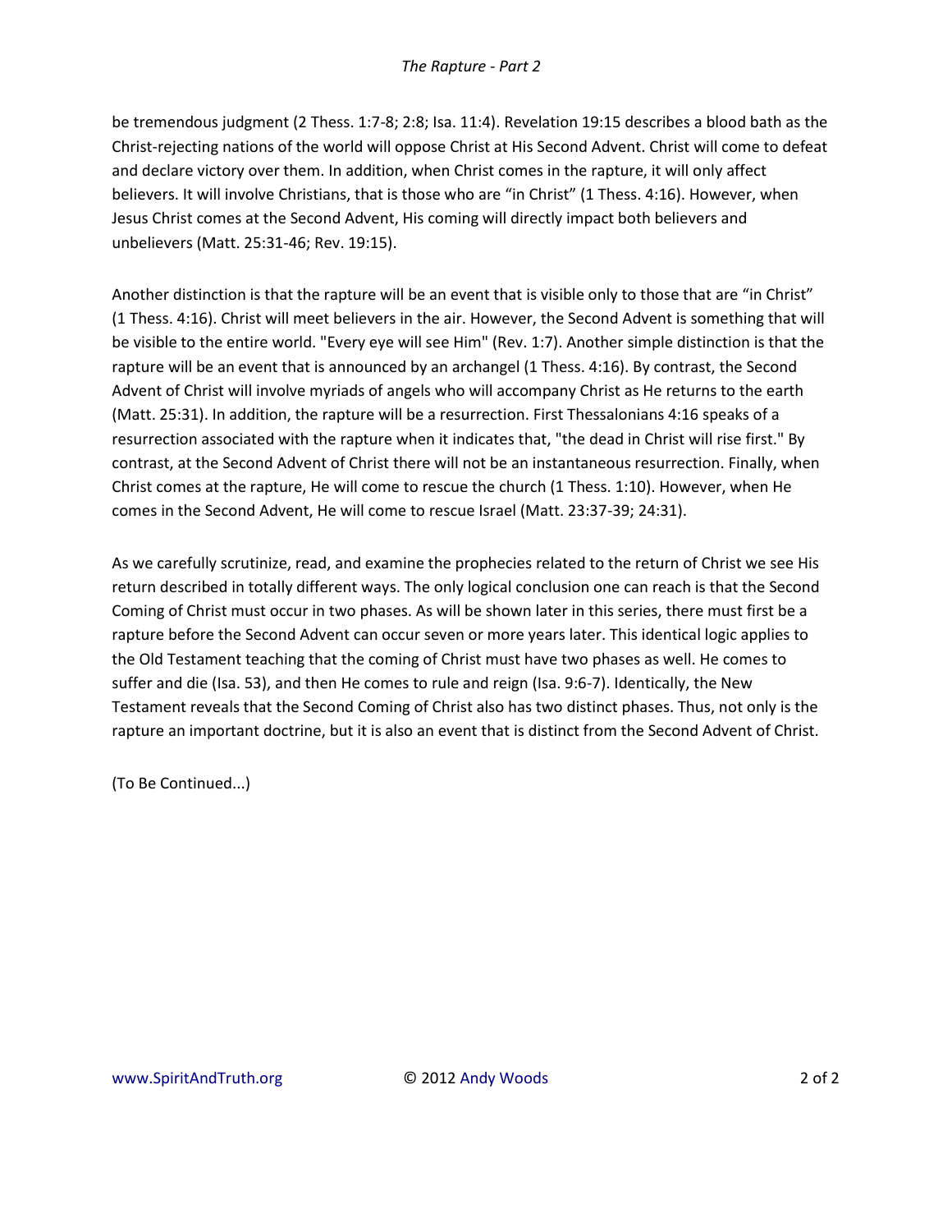be tremendous judgment (2 Thess. 1:7-8; 2:8; Isa. 11:4). Revelation 19:15 describes a blood bath as the Christ-rejecting nations of the world will oppose Christ at His Second Advent. Christ will come to defeat and declare victory over them. In addition, when Christ comes in the rapture, it will only affect believers. It will involve Christians, that is those who are "in Christ" (1 Thess. 4:16). However, when Jesus Christ comes at the Second Advent, His coming will directly impact both believers and unbelievers (Matt. 25:31-46; Rev. 19:15).

Another distinction is that the rapture will be an event that is visible only to those that are "in Christ" (1 Thess. 4:16). Christ will meet believers in the air. However, the Second Advent is something that will be visible to the entire world. "Every eye will see Him" (Rev. 1:7). Another simple distinction is that the rapture will be an event that is announced by an archangel (1 Thess. 4:16). By contrast, the Second Advent of Christ will involve myriads of angels who will accompany Christ as He returns to the earth (Matt. 25:31). In addition, the rapture will be a resurrection. First Thessalonians 4:16 speaks of a resurrection associated with the rapture when it indicates that, "the dead in Christ will rise first." By contrast, at the Second Advent of Christ there will not be an instantaneous resurrection. Finally, when Christ comes at the rapture, He will come to rescue the church (1 Thess. 1:10). However, when He comes in the Second Advent, He will come to rescue Israel (Matt. 23:37-39; 24:31).

As we carefully scrutinize, read, and examine the prophecies related to the return of Christ we see His return described in totally different ways. The only logical conclusion one can reach is that the Second Coming of Christ must occur in two phases. As will be shown later in this series, there must first be a rapture before the Second Advent can occur seven or more years later. This identical logic applies to the Old Testament teaching that the coming of Christ must have two phases as well. He comes to suffer and die (Isa. 53), and then He comes to rule and reign (Isa. 9:6-7). Identically, the New Testament reveals that the Second Coming of Christ also has two distinct phases. Thus, not only is the rapture an important doctrine, but it is also an event that is distinct from the Second Advent of Christ.

(To Be Continued...)

www.SpiritAndTruth.org © 2012 Andy Woods